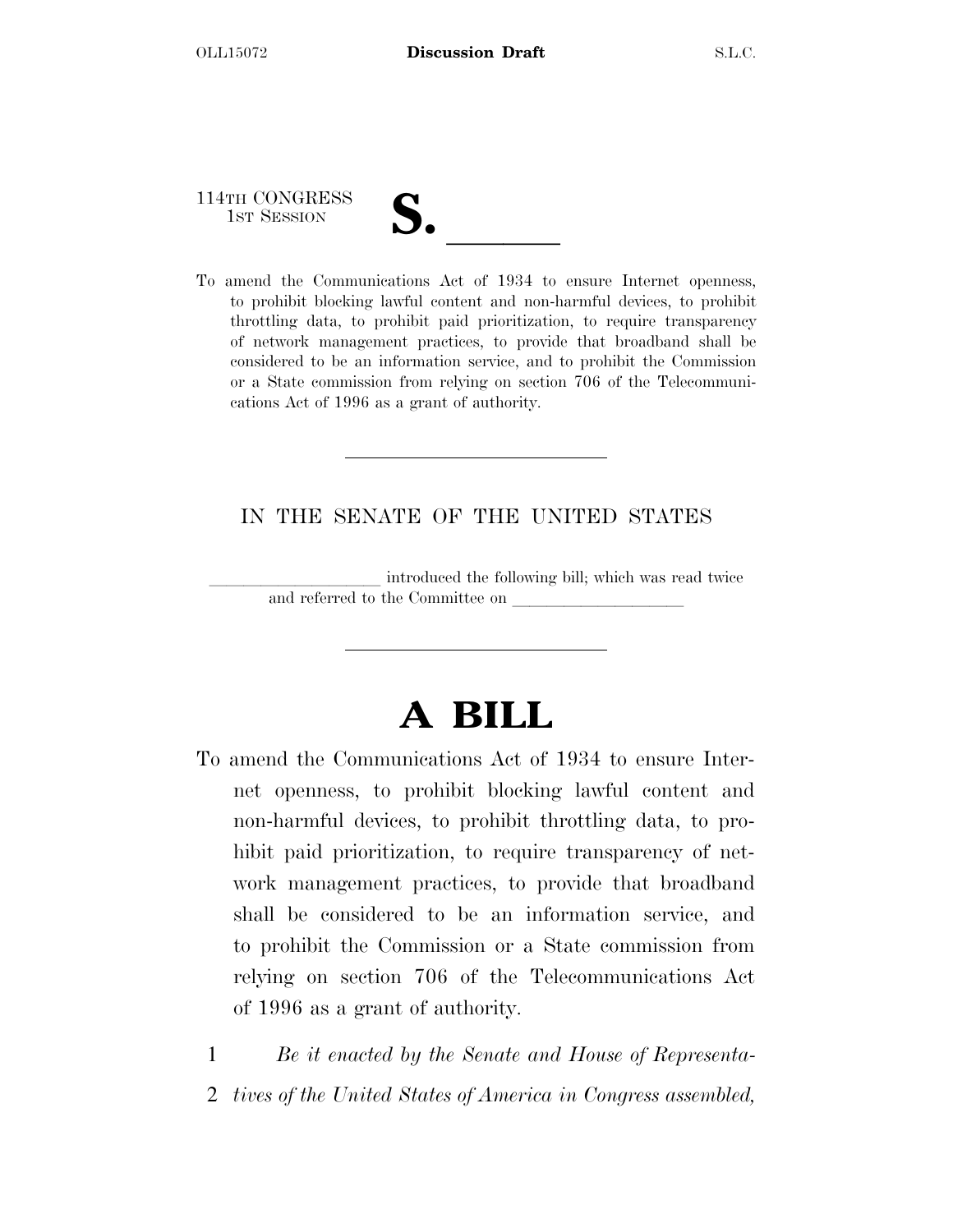114TH CONGRESS
1ST SESSION

# S. ______

To amend the Communications Act of 1934 to ensure Internet openness, to prohibit blocking lawful content and non-harmful devices, to prohibit throttling data, to prohibit paid prioritization, to require transparency of network management practices, to provide that broadband shall be considered to be an information service, and to prohibit the Commission or a State commission from relying on section 706 of the Telecommunications Act of 1996 as a grant of authority.

---

IN THE SENATE OF THE UNITED STATES

____________________ introduced the following bill; which was read twice and referred to the Committee on ____________________

---

# A BILL

To amend the Communications Act of 1934 to ensure Internet openness, to prohibit blocking lawful content and non-harmful devices, to prohibit throttling data, to prohibit paid prioritization, to require transparency of network management practices, to provide that broadband shall be considered to be an information service, and to prohibit the Commission or a State commission from relying on section 706 of the Telecommunications Act of 1996 as a grant of authority.

1 *Be it enacted by the Senate and House of Representa-*
2 *tives of the United States of America in Congress assembled,*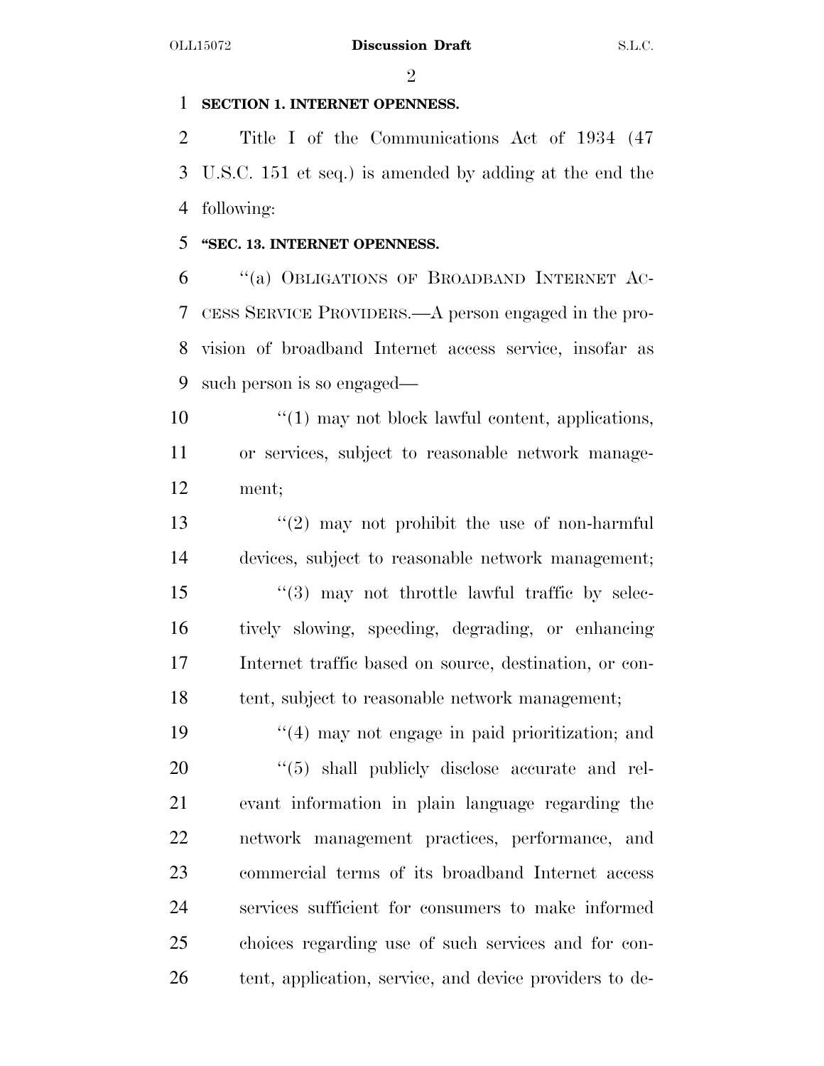**SECTION 1. INTERNET OPENNESS.**

Title I of the Communications Act of 1934 (47 U.S.C. 151 et seq.) is amended by adding at the end the following:

**"SEC. 13. INTERNET OPENNESS.**

"(a) OBLIGATIONS OF BROADBAND INTERNET ACCESS SERVICE PROVIDERS.—A person engaged in the provision of broadband Internet access service, insofar as such person is so engaged—

"(1) may not block lawful content, applications, or services, subject to reasonable network management;

"(2) may not prohibit the use of non-harmful devices, subject to reasonable network management;

"(3) may not throttle lawful traffic by selectively slowing, speeding, degrading, or enhancing Internet traffic based on source, destination, or content, subject to reasonable network management;

"(4) may not engage in paid prioritization; and

"(5) shall publicly disclose accurate and relevant information in plain language regarding the network management practices, performance, and commercial terms of its broadband Internet access services sufficient for consumers to make informed choices regarding use of such services and for content, application, service, and device providers to de-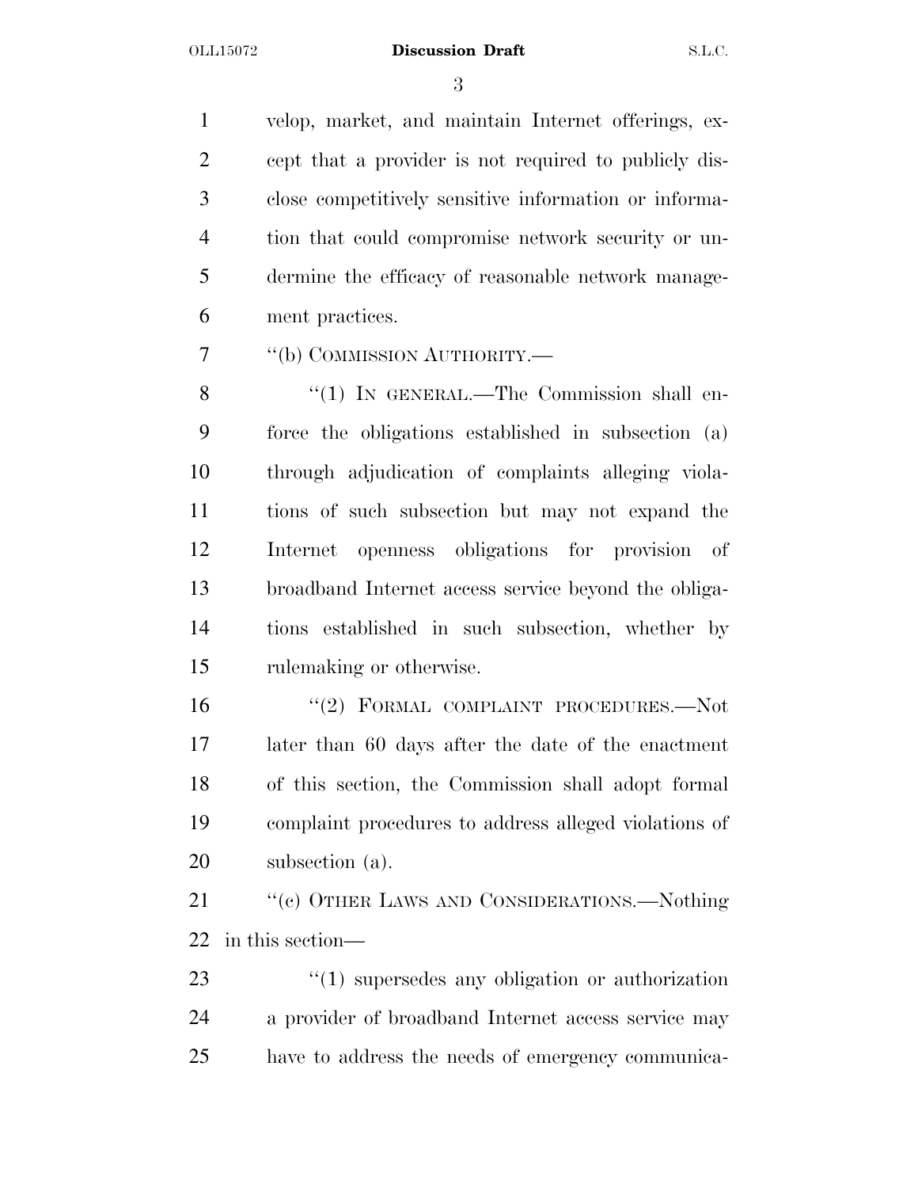velop, market, and maintain Internet offerings, except that a provider is not required to publicly disclose competitively sensitive information or information that could compromise network security or undermine the efficacy of reasonable network management practices.

''(b) COMMISSION AUTHORITY.—

''(1) IN GENERAL.—The Commission shall enforce the obligations established in subsection (a) through adjudication of complaints alleging violations of such subsection but may not expand the Internet openness obligations for provision of broadband Internet access service beyond the obligations established in such subsection, whether by rulemaking or otherwise.

''(2) FORMAL COMPLAINT PROCEDURES.—Not later than 60 days after the date of the enactment of this section, the Commission shall adopt formal complaint procedures to address alleged violations of subsection (a).

''(c) OTHER LAWS AND CONSIDERATIONS.—Nothing in this section—

''(1) supersedes any obligation or authorization a provider of broadband Internet access service may have to address the needs of emergency communica-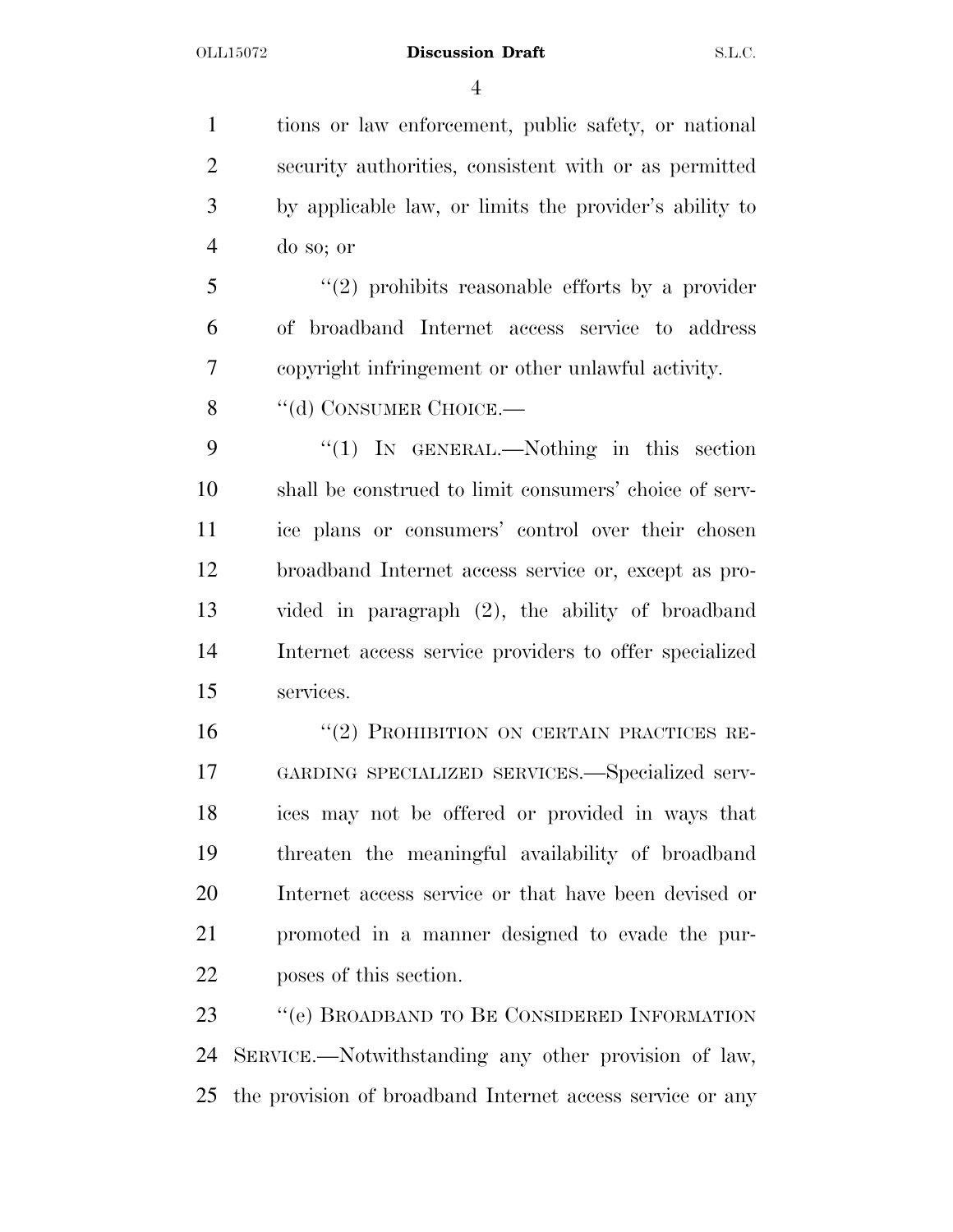tions or law enforcement, public safety, or national security authorities, consistent with or as permitted by applicable law, or limits the provider's ability to do so; or

"(2) prohibits reasonable efforts by a provider of broadband Internet access service to address copyright infringement or other unlawful activity.

"(d) CONSUMER CHOICE.—

"(1) IN GENERAL.—Nothing in this section shall be construed to limit consumers' choice of service plans or consumers' control over their chosen broadband Internet access service or, except as provided in paragraph (2), the ability of broadband Internet access service providers to offer specialized services.

"(2) PROHIBITION ON CERTAIN PRACTICES REGARDING SPECIALIZED SERVICES.—Specialized services may not be offered or provided in ways that threaten the meaningful availability of broadband Internet access service or that have been devised or promoted in a manner designed to evade the purposes of this section.

"(e) BROADBAND TO BE CONSIDERED INFORMATION SERVICE.—Notwithstanding any other provision of law, the provision of broadband Internet access service or any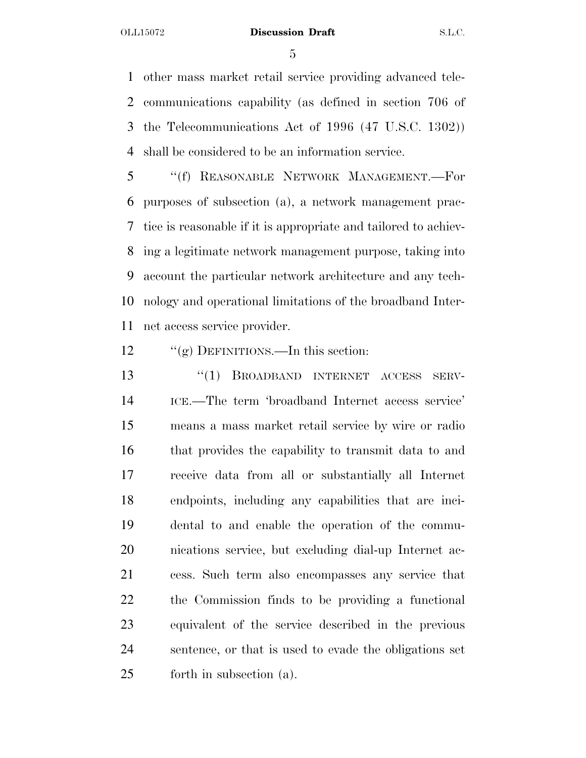other mass market retail service providing advanced telecommunications capability (as defined in section 706 of the Telecommunications Act of 1996 (47 U.S.C. 1302)) shall be considered to be an information service.

"(f) REASONABLE NETWORK MANAGEMENT.—For purposes of subsection (a), a network management practice is reasonable if it is appropriate and tailored to achieving a legitimate network management purpose, taking into account the particular network architecture and any technology and operational limitations of the broadband Internet access service provider.

"(g) DEFINITIONS.—In this section:

"(1) BROADBAND INTERNET ACCESS SERVICE.—The term 'broadband Internet access service' means a mass market retail service by wire or radio that provides the capability to transmit data to and receive data from all or substantially all Internet endpoints, including any capabilities that are incidental to and enable the operation of the communications service, but excluding dial-up Internet access. Such term also encompasses any service that the Commission finds to be providing a functional equivalent of the service described in the previous sentence, or that is used to evade the obligations set forth in subsection (a).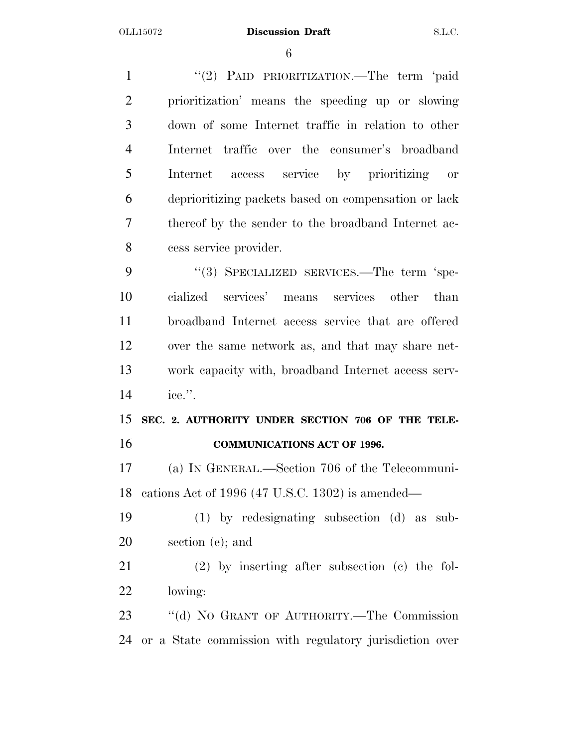"(2) PAID PRIORITIZATION.—The term 'paid prioritization' means the speeding up or slowing down of some Internet traffic in relation to other Internet traffic over the consumer's broadband Internet access service by prioritizing or deprioritizing packets based on compensation or lack thereof by the sender to the broadband Internet access service provider.

"(3) SPECIALIZED SERVICES.—The term 'specialized services' means services other than broadband Internet access service that are offered over the same network as, and that may share network capacity with, broadband Internet access service.".

**SEC. 2. AUTHORITY UNDER SECTION 706 OF THE TELECOMMUNICATIONS ACT OF 1996.**

(a) IN GENERAL.—Section 706 of the Telecommunications Act of 1996 (47 U.S.C. 1302) is amended—

(1) by redesignating subsection (d) as subsection (e); and

(2) by inserting after subsection (c) the following:

"(d) NO GRANT OF AUTHORITY.—The Commission or a State commission with regulatory jurisdiction over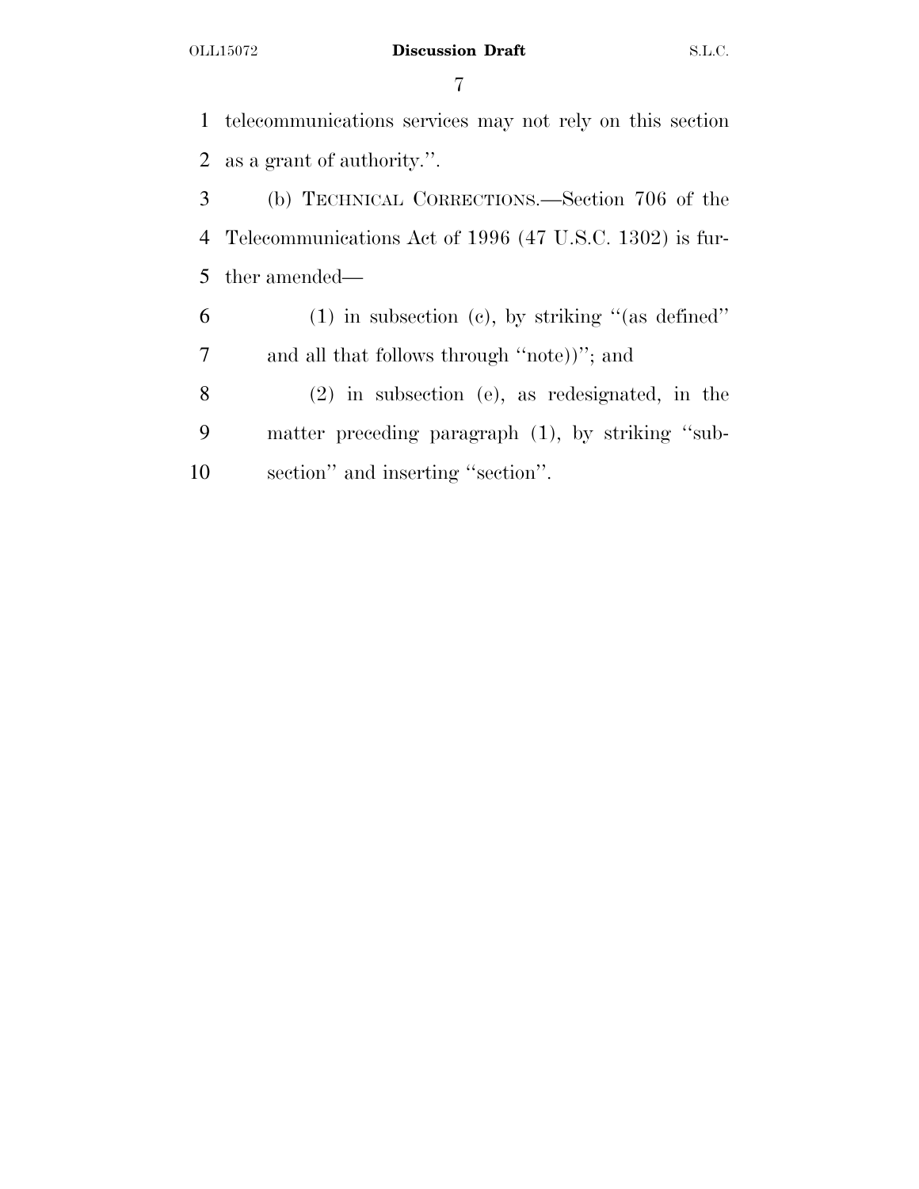telecommunications services may not rely on this section as a grant of authority.''.

(b) TECHNICAL CORRECTIONS.—Section 706 of the Telecommunications Act of 1996 (47 U.S.C. 1302) is further amended—

(1) in subsection (c), by striking ''(as defined'' and all that follows through ''note))''; and

(2) in subsection (e), as redesignated, in the matter preceding paragraph (1), by striking ''subsection'' and inserting ''section''.